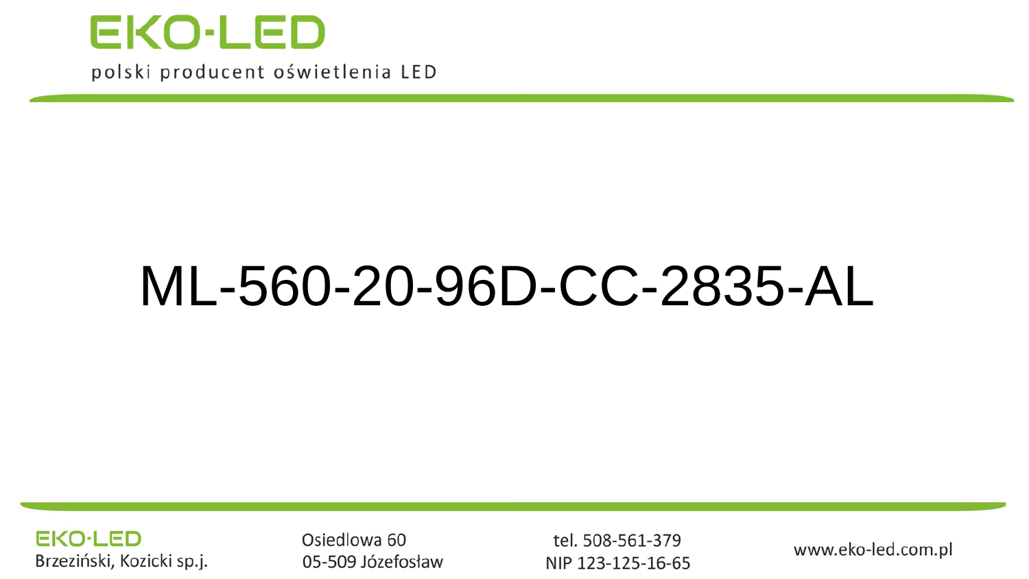EKO-LED

polski producent oświetlenia LED

# ML-560-20-96D-CC-2835-AL

EKO-LED
Brzeziński, Kozicki sp.j.

Osiedlowa 60
05-509 Józefosław

tel. 508-561-379
NIP 123-125-16-65

www.eko-led.com.pl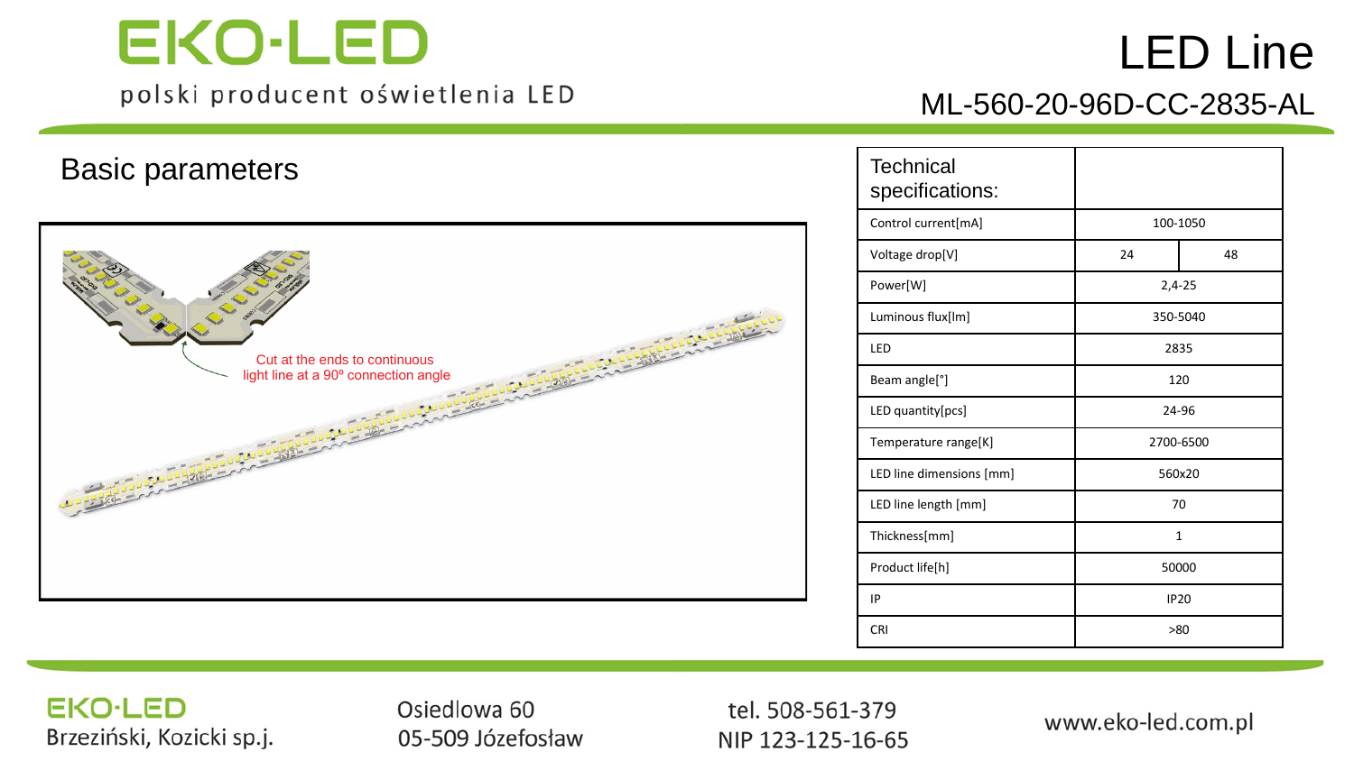# EKO-LED

polski producent oświetlenia LED

# LED Line

## ML-560-20-96D-CC-2835-AL

## Basic parameters

Cut at the ends to continuous light line at a 90° connection angle

| Technical specifications: | | |
|---|---|---|
| Control current[mA] | 100-1050 | |
| Voltage drop[V] | 24 | 48 |
| Power[W] | 2,4-25 | |
| Luminous flux[lm] | 350-5040 | |
| LED | 2835 | |
| Beam angle[°] | 120 | |
| LED quantity[pcs] | 24-96 | |
| Temperature range[K] | 2700-6500 | |
| LED line dimensions [mm] | 560x20 | |
| LED line length [mm] | 70 | |
| Thickness[mm] | 1 | |
| Product life[h] | 50000 | |
| IP | IP20 | |
| CRI | >80 | |

EKO-LED
Brzeziński, Kozicki sp.j.

Osiedlowa 60
05-509 Józefosław

tel. 508-561-379
NIP 123-125-16-65

www.eko-led.com.pl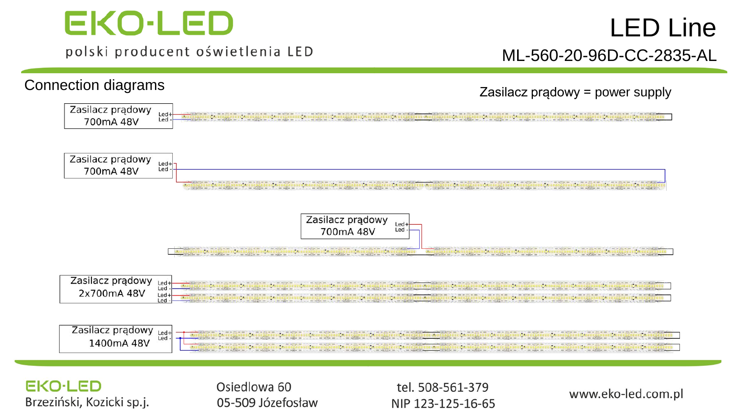# LED Line

## ML-560-20-96D-CC-2835-AL

### Connection diagrams

Zasilacz prądowy = power supply

Zasilacz prądowy 700mA 48V — Led+ / Led -

Zasilacz prądowy 700mA 48V — Led+ / Led -

Zasilacz prądowy 700mA 48V — Led+ / Led -

Zasilacz prądowy 2x700mA 48V — Led+ / Led - / Led+ / Led -

Zasilacz prądowy 1400mA 48V — Led+ / Led -

EKO-LED
Brzeziński, Kozicki sp.j.

Osiedlowa 60
05-509 Józefosław

tel. 508-561-379
NIP 123-125-16-65

www.eko-led.com.pl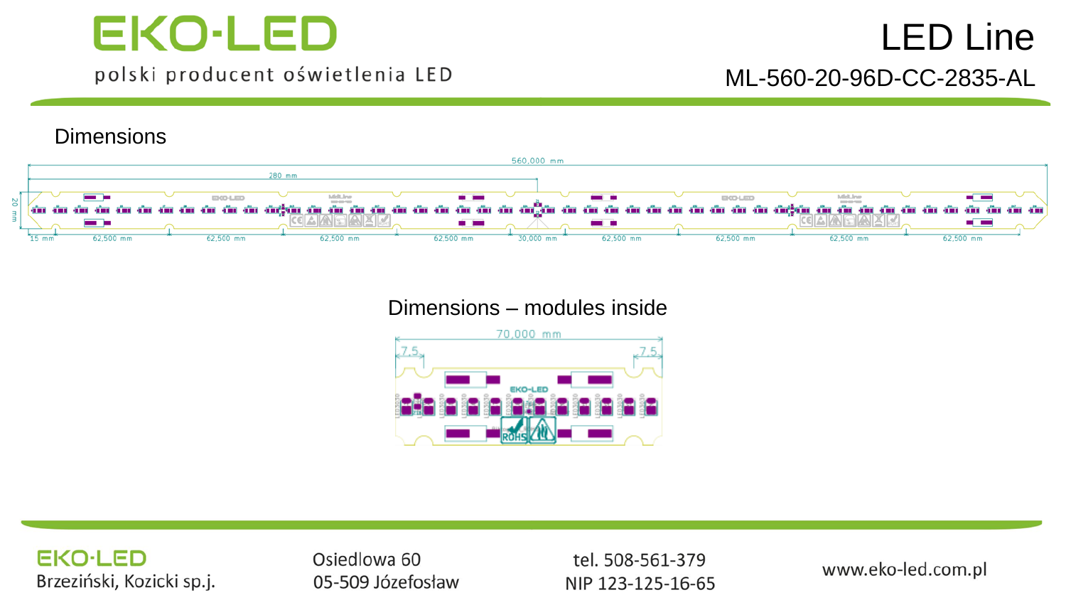# LED Line

ML-560-20-96D-CC-2835-AL

## Dimensions

560,000 mm

280 mm

20 mm

15 mm | 62,500 mm | 62,500 mm | 62,500 mm | 62,500 mm | 30,000 mm | 62,500 mm | 62,500 mm | 62,500 mm | 62,500 mm

## Dimensions – modules inside

70,000 mm

7,5

7,5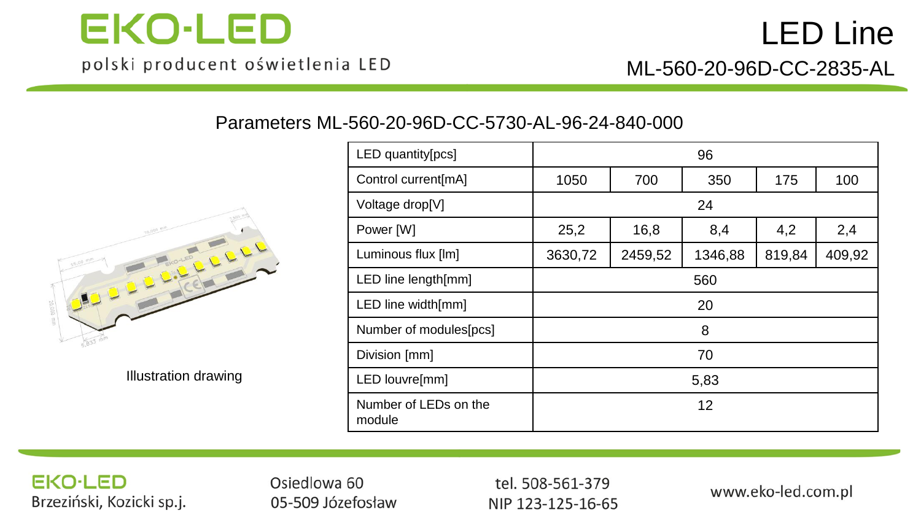# LED Line

## ML-560-20-96D-CC-2835-AL

### Parameters ML-560-20-96D-CC-5730-AL-96-24-840-000

Illustration drawing

| LED quantity[pcs] | 96 | | | | |
|---|---|---|---|---|---|
| Control current[mA] | 1050 | 700 | 350 | 175 | 100 |
| Voltage drop[V] | 24 | | | | |
| Power [W] | 25,2 | 16,8 | 8,4 | 4,2 | 2,4 |
| Luminous flux [lm] | 3630,72 | 2459,52 | 1346,88 | 819,84 | 409,92 |
| LED line length[mm] | 560 | | | | |
| LED line width[mm] | 20 | | | | |
| Number of modules[pcs] | 8 | | | | |
| Division [mm] | 70 | | | | |
| LED louvre[mm] | 5,83 | | | | |
| Number of LEDs on the module | 12 | | | | |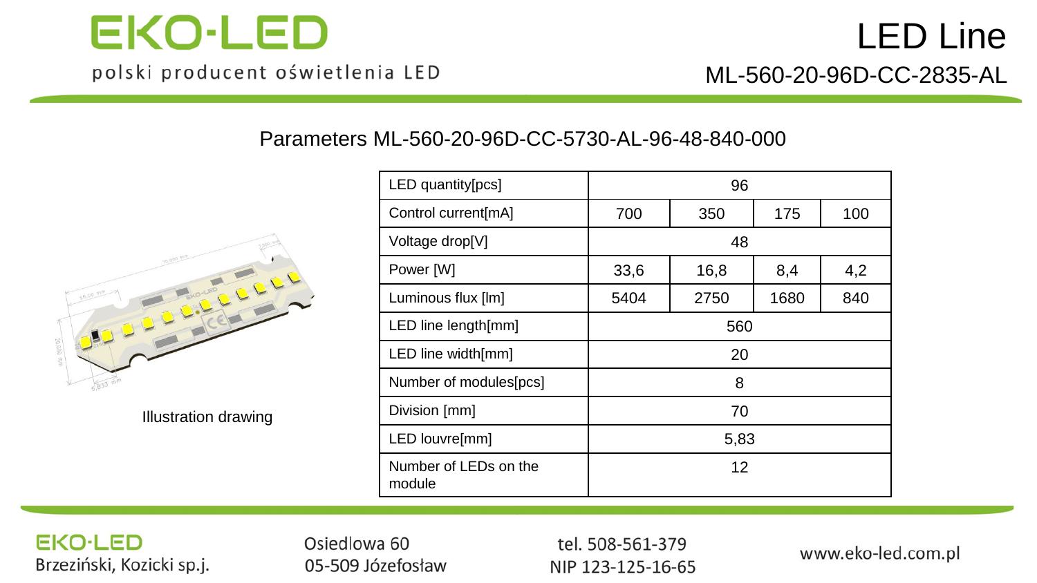# LED Line

## ML-560-20-96D-CC-2835-AL

### Parameters ML-560-20-96D-CC-5730-AL-96-48-840-000

Illustration drawing

| LED quantity[pcs] | 96 | | | |
|---|---|---|---|---|
| Control current[mA] | 700 | 350 | 175 | 100 |
| Voltage drop[V] | 48 | | | |
| Power [W] | 33,6 | 16,8 | 8,4 | 4,2 |
| Luminous flux [lm] | 5404 | 2750 | 1680 | 840 |
| LED line length[mm] | 560 | | | |
| LED line width[mm] | 20 | | | |
| Number of modules[pcs] | 8 | | | |
| Division [mm] | 70 | | | |
| LED louvre[mm] | 5,83 | | | |
| Number of LEDs on the module | 12 | | | |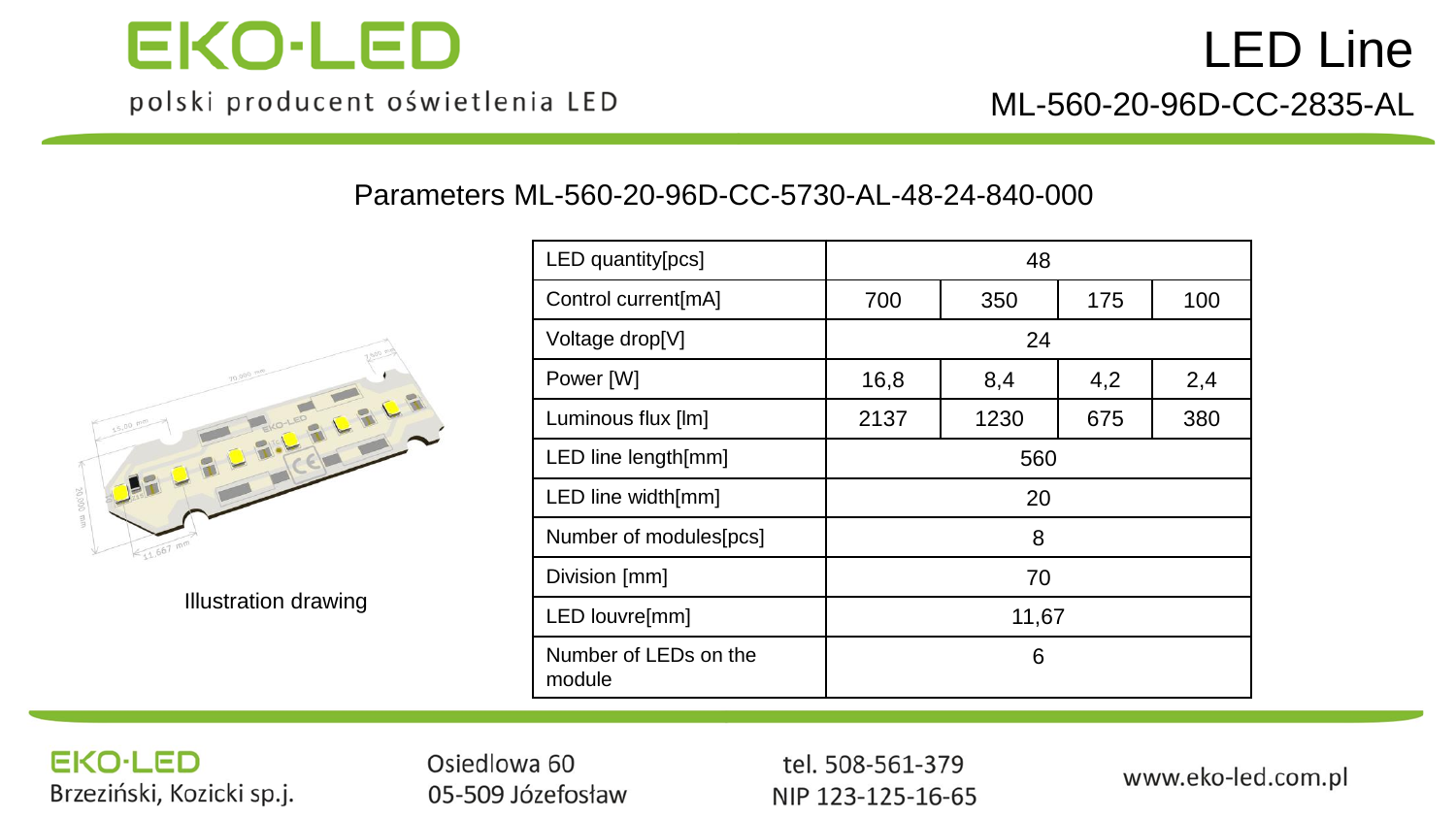# LED Line

## ML-560-20-96D-CC-2835-AL

### Parameters ML-560-20-96D-CC-5730-AL-48-24-840-000

Illustration drawing

| LED quantity[pcs] | 48 | | | |
|---|---|---|---|---|
| Control current[mA] | 700 | 350 | 175 | 100 |
| Voltage drop[V] | 24 | | | |
| Power [W] | 16,8 | 8,4 | 4,2 | 2,4 |
| Luminous flux [lm] | 2137 | 1230 | 675 | 380 |
| LED line length[mm] | 560 | | | |
| LED line width[mm] | 20 | | | |
| Number of modules[pcs] | 8 | | | |
| Division [mm] | 70 | | | |
| LED louvre[mm] | 11,67 | | | |
| Number of LEDs on the module | 6 | | | |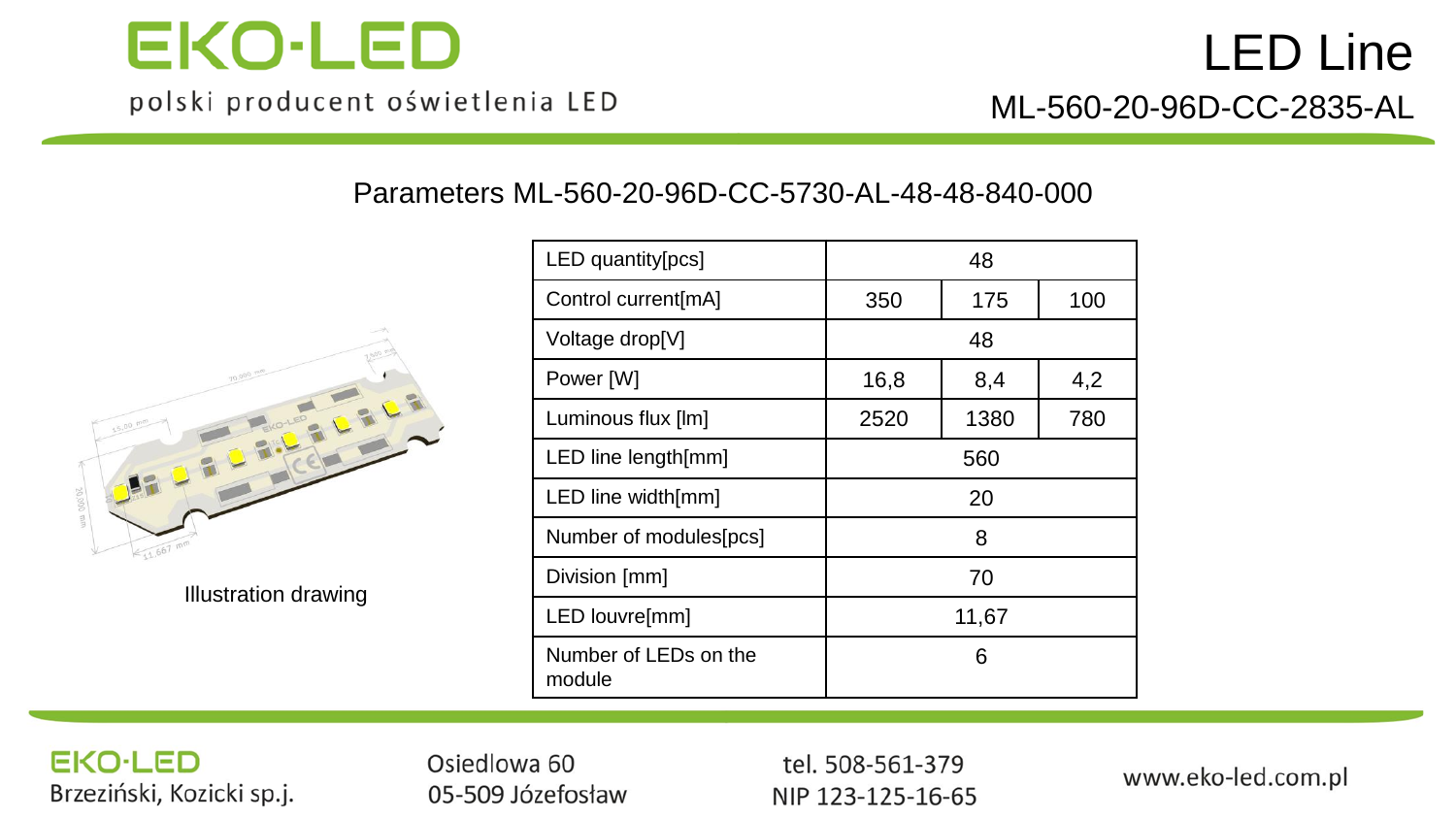# EKO-LED

polski producent oświetlenia LED

# LED Line

## ML-560-20-96D-CC-2835-AL

### Parameters ML-560-20-96D-CC-5730-AL-48-48-840-000

Illustration drawing

| LED quantity[pcs] | 48 | | |
|---|---|---|---|
| Control current[mA] | 350 | 175 | 100 |
| Voltage drop[V] | 48 | | |
| Power [W] | 16,8 | 8,4 | 4,2 |
| Luminous flux [lm] | 2520 | 1380 | 780 |
| LED line length[mm] | 560 | | |
| LED line width[mm] | 20 | | |
| Number of modules[pcs] | 8 | | |
| Division [mm] | 70 | | |
| LED louvre[mm] | 11,67 | | |
| Number of LEDs on the module | 6 | | |

EKO-LED
Brzeziński, Kozicki sp.j.

Osiedlowa 60
05-509 Józefosław

tel. 508-561-379
NIP 123-125-16-65

www.eko-led.com.pl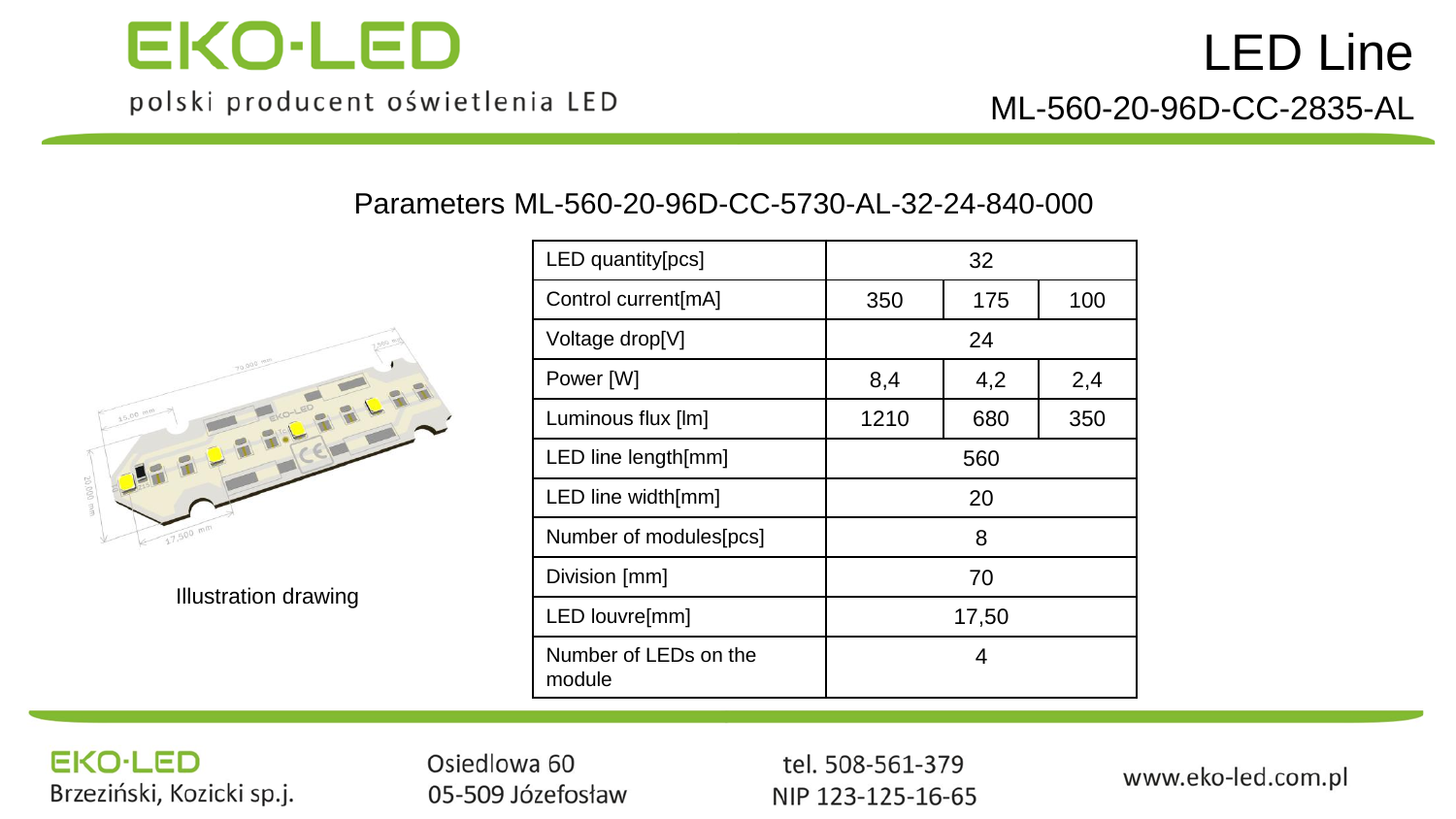# LED Line

ML-560-20-96D-CC-2835-AL

## Parameters ML-560-20-96D-CC-5730-AL-32-24-840-000

Illustration drawing

| LED quantity[pcs] | 32 | | |
|---|---|---|---|
| Control current[mA] | 350 | 175 | 100 |
| Voltage drop[V] | 24 | | |
| Power [W] | 8,4 | 4,2 | 2,4 |
| Luminous flux [lm] | 1210 | 680 | 350 |
| LED line length[mm] | 560 | | |
| LED line width[mm] | 20 | | |
| Number of modules[pcs] | 8 | | |
| Division [mm] | 70 | | |
| LED louvre[mm] | 17,50 | | |
| Number of LEDs on the module | 4 | | |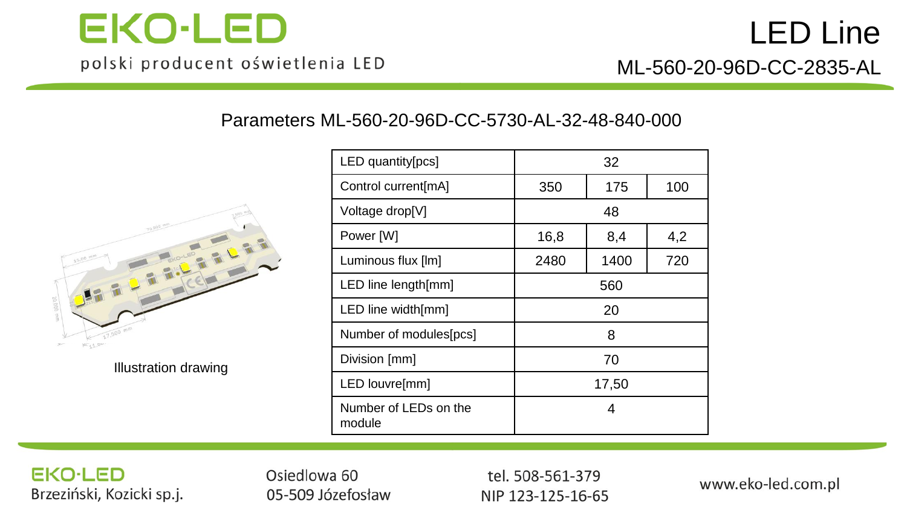# LED Line

ML-560-20-96D-CC-2835-AL

## Parameters ML-560-20-96D-CC-5730-AL-32-48-840-000

Illustration drawing

| LED quantity[pcs] | 32 | | |
|---|---|---|---|
| Control current[mA] | 350 | 175 | 100 |
| Voltage drop[V] | 48 | | |
| Power [W] | 16,8 | 8,4 | 4,2 |
| Luminous flux [lm] | 2480 | 1400 | 720 |
| LED line length[mm] | 560 | | |
| LED line width[mm] | 20 | | |
| Number of modules[pcs] | 8 | | |
| Division [mm] | 70 | | |
| LED louvre[mm] | 17,50 | | |
| Number of LEDs on the module | 4 | | |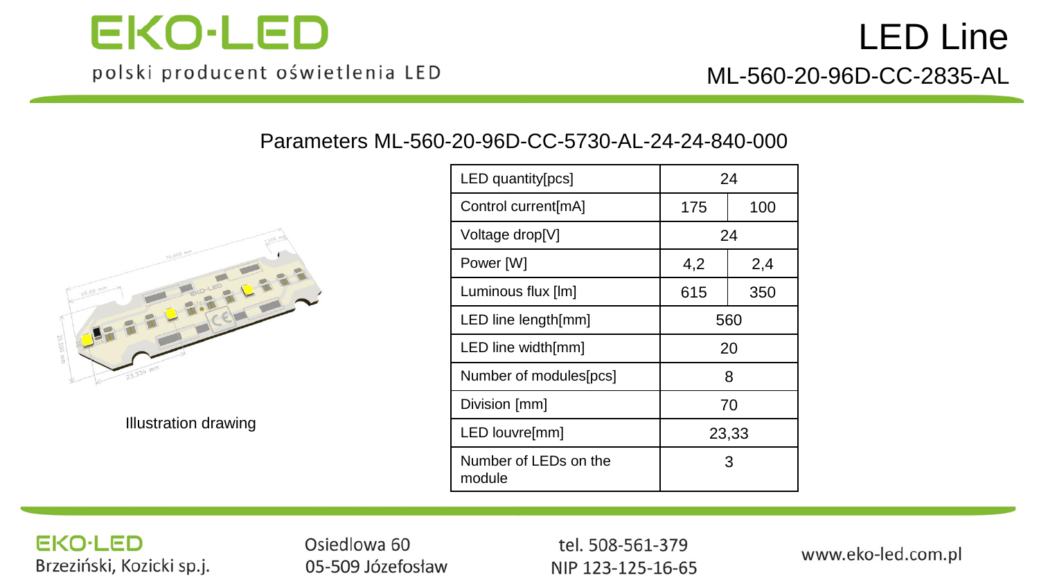# LED Line

## ML-560-20-96D-CC-2835-AL

### Parameters ML-560-20-96D-CC-5730-AL-24-24-840-000

Illustration drawing

| LED quantity[pcs] | 24 | |
|---|---|---|
| Control current[mA] | 175 | 100 |
| Voltage drop[V] | 24 | |
| Power [W] | 4,2 | 2,4 |
| Luminous flux [lm] | 615 | 350 |
| LED line length[mm] | 560 | |
| LED line width[mm] | 20 | |
| Number of modules[pcs] | 8 | |
| Division [mm] | 70 | |
| LED louvre[mm] | 23,33 | |
| Number of LEDs on the module | 3 | |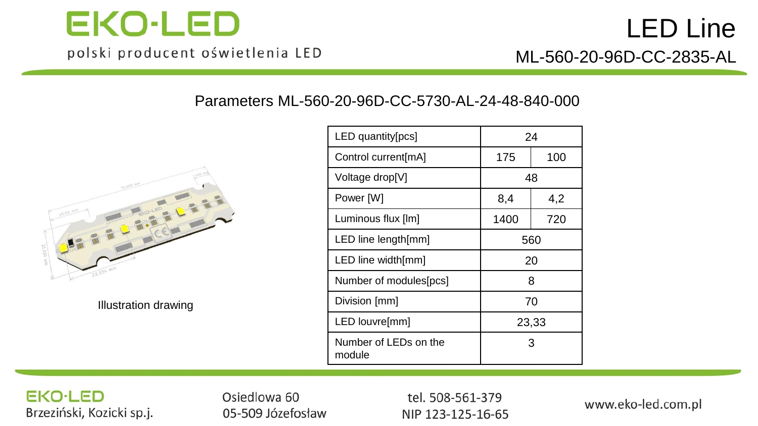# LED Line

ML-560-20-96D-CC-2835-AL

## Parameters ML-560-20-96D-CC-5730-AL-24-48-840-000

Illustration drawing

| Parameter | | |
|---|---|---|
| LED quantity[pcs] | 24 | |
| Control current[mA] | 175 | 100 |
| Voltage drop[V] | 48 | |
| Power [W] | 8,4 | 4,2 |
| Luminous flux [lm] | 1400 | 720 |
| LED line length[mm] | 560 | |
| LED line width[mm] | 20 | |
| Number of modules[pcs] | 8 | |
| Division [mm] | 70 | |
| LED louvre[mm] | 23,33 | |
| Number of LEDs on the module | 3 | |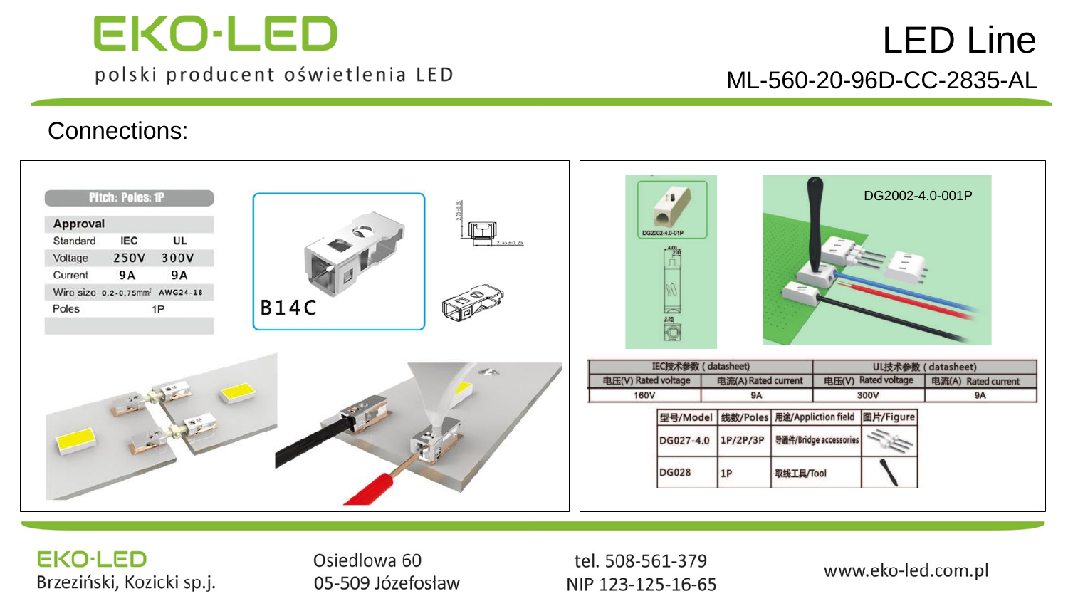# EKO-LED

polski producent oświetlenia LED

# LED Line

## ML-560-20-96D-CC-2835-AL

## Connections:

**Pitch: Poles: 1P**

| Approval | | |
|---|---|---|
| Standard | IEC | UL |
| Voltage | 250V | 300V |
| Current | 9A | 9A |
| Wire size | 0.2-0.75mm² | AWG24-18 |
| Poles | 1P | |

B14C

DG2002-4.0-001P

| IEC技术参数 ( datasheet) | | UL技术参数 ( datasheet) | |
|---|---|---|---|
| 电压(V) Rated voltage | 电流(A) Rated current | 电压(V) Rated voltage | 电流(A) Rated current |
| 160V | 9A | 300V | 9A |

| 型号/Model | 线数/Poles | 用途/Appliction field | 图片/Figure |
|---|---|---|---|
| DG027-4.0 | 1P/2P/3P | 导通件/Bridge accessories | |
| DG028 | 1P | 取线工具/Tool | |

EKO-LED
Brzeziński, Kozicki sp.j.

Osiedlowa 60
05-509 Józefosław

tel. 508-561-379
NIP 123-125-16-65

www.eko-led.com.pl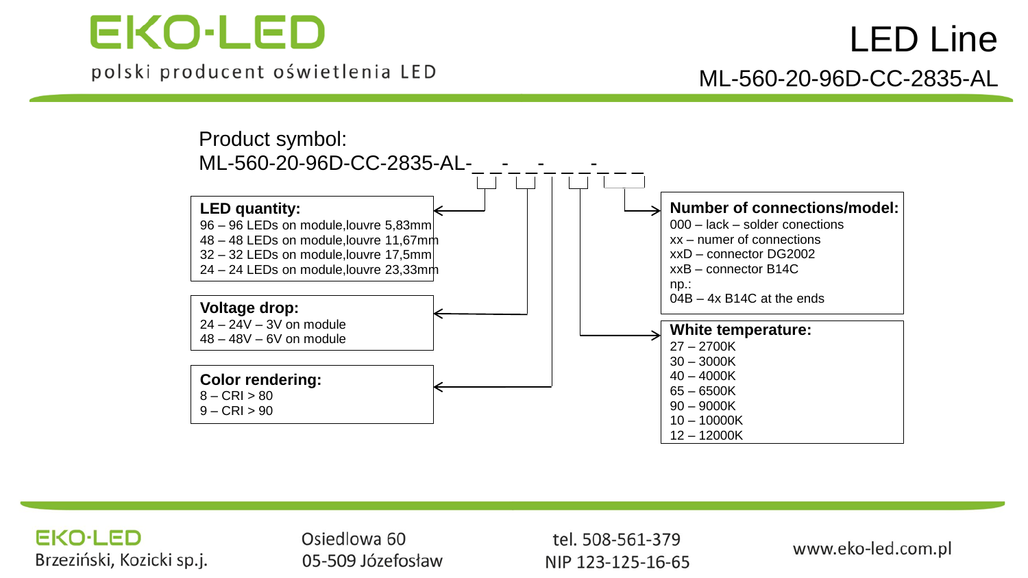# LED Line

## ML-560-20-96D-CC-2835-AL

Product symbol:
ML-560-20-96D-CC-2835-AL-_ _-_ _-_ _ _-_ _ _

**LED quantity:**
96 – 96 LEDs on module,louvre 5,83mm
48 – 48 LEDs on module,louvre 11,67mm
32 – 32 LEDs on module,louvre 17,5mm
24 – 24 LEDs on module,louvre 23,33mm

**Voltage drop:**
24 – 24V – 3V on module
48 – 48V – 6V on module

**Color rendering:**
8 – CRI > 80
9 – CRI > 90

**Number of connections/model:**
000 – lack – solder conections
xx – numer of connections
xxD – connector DG2002
xxB – connector B14C
np.:
04B – 4x B14C at the ends

**White temperature:**
27 – 2700K
30 – 3000K
40 – 4000K
65 – 6500K
90 – 9000K
10 – 10000K
12 – 12000K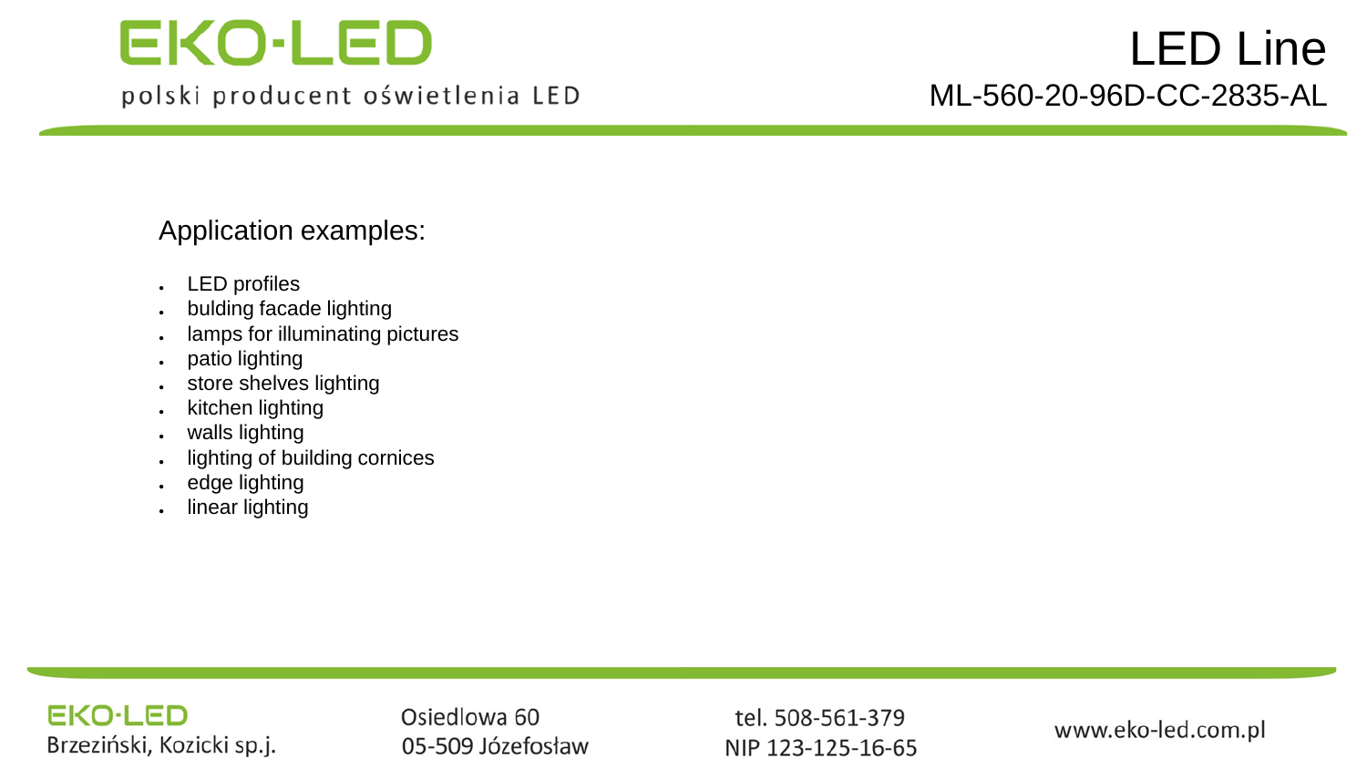Application examples:

- LED profiles
- bulding facade lighting
- lamps for illuminating pictures
- patio lighting
- store shelves lighting
- kitchen lighting
- walls lighting
- lighting of building cornices
- edge lighting
- linear lighting